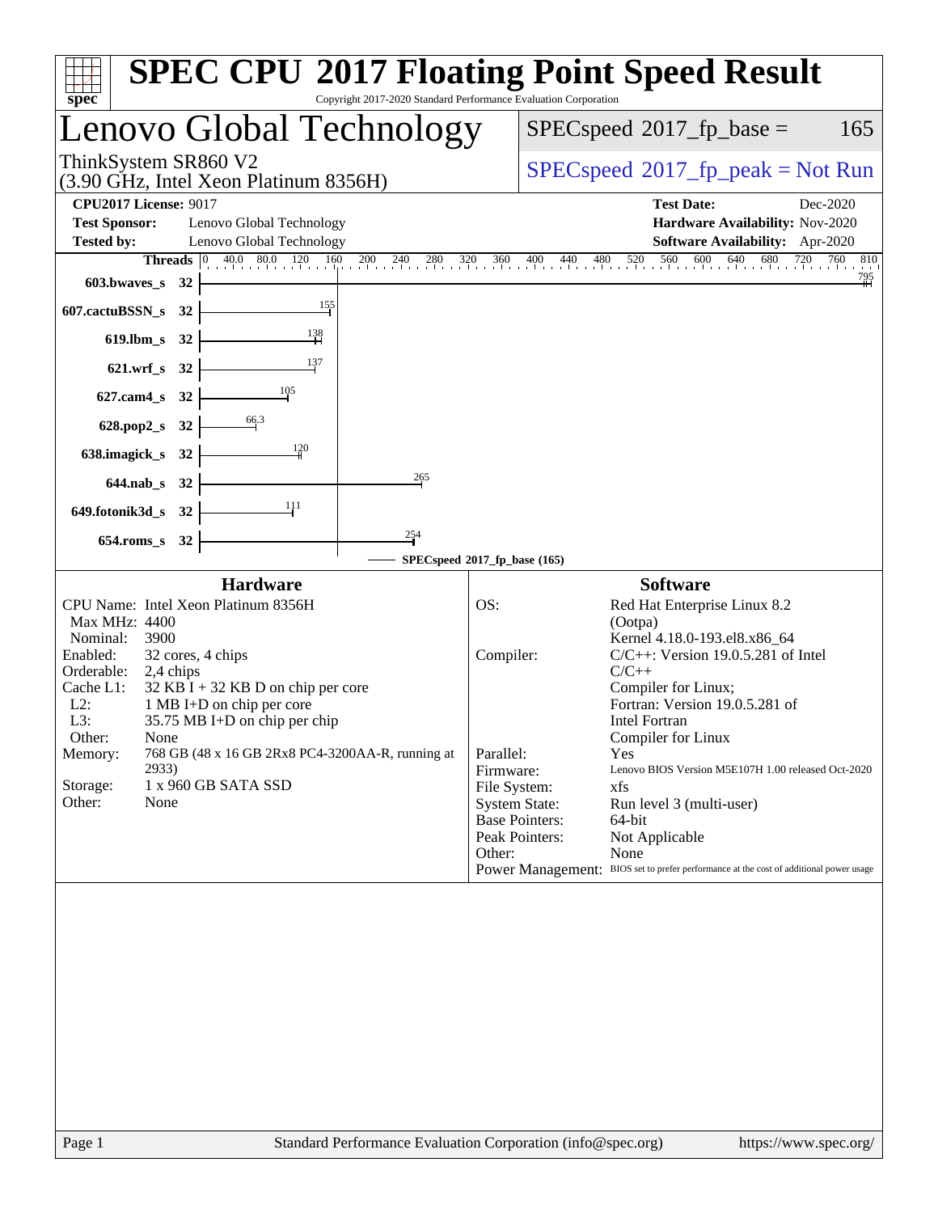# SPEC CPU 2017 Floating Point Speed Result

Copyright 2017-2020 Standard Performance Evaluation Corporation

## Lenovo Global Technology

ThinkSystem SR860 V2
(3.90 GHz, Intel Xeon Platinum 8356H)

SPECspeed 2017_fp_base = 165

SPECspeed 2017_fp_peak = Not Run

**CPU2017 License:** 9017
**Test Sponsor:** Lenovo Global Technology
**Tested by:** Lenovo Global Technology

**Test Date:** Dec-2020
**Hardware Availability:** Nov-2020
**Software Availability:** Apr-2020

| Benchmark | Threads | SPECspeed 2017_fp_base |
|---|---|---|
| 603.bwaves_s | 32 | 795 |
| 607.cactuBSSN_s | 32 | 155 |
| 619.lbm_s | 32 | 138 |
| 621.wrf_s | 32 | 137 |
| 627.cam4_s | 32 | 105 |
| 628.pop2_s | 32 | 66.3 |
| 638.imagick_s | 32 | 120 |
| 644.nab_s | 32 | 265 |
| 649.fotonik3d_s | 32 | 111 |
| 654.roms_s | 32 | 254 |

SPECspeed 2017_fp_base (165)

### Hardware

| | |
|---|---|
| CPU Name: | Intel Xeon Platinum 8356H |
| Max MHz: | 4400 |
| Nominal: | 3900 |
| Enabled: | 32 cores, 4 chips |
| Orderable: | 2,4 chips |
| Cache L1: | 32 KB I + 32 KB D on chip per core |
| L2: | 1 MB I+D on chip per core |
| L3: | 35.75 MB I+D on chip per chip |
| Other: | None |
| Memory: | 768 GB (48 x 16 GB 2Rx8 PC4-3200AA-R, running at 2933) |
| Storage: | 1 x 960 GB SATA SSD |
| Other: | None |

### Software

| | |
|---|---|
| OS: | Red Hat Enterprise Linux 8.2 (Ootpa) Kernel 4.18.0-193.el8.x86_64 |
| Compiler: | C/C++: Version 19.0.5.281 of Intel C/C++ Compiler for Linux; Fortran: Version 19.0.5.281 of Intel Fortran Compiler for Linux |
| Parallel: | Yes |
| Firmware: | Lenovo BIOS Version M5E107H 1.00 released Oct-2020 |
| File System: | xfs |
| System State: | Run level 3 (multi-user) |
| Base Pointers: | 64-bit |
| Peak Pointers: | Not Applicable |
| Other: | None |
| Power Management: | BIOS set to prefer performance at the cost of additional power usage |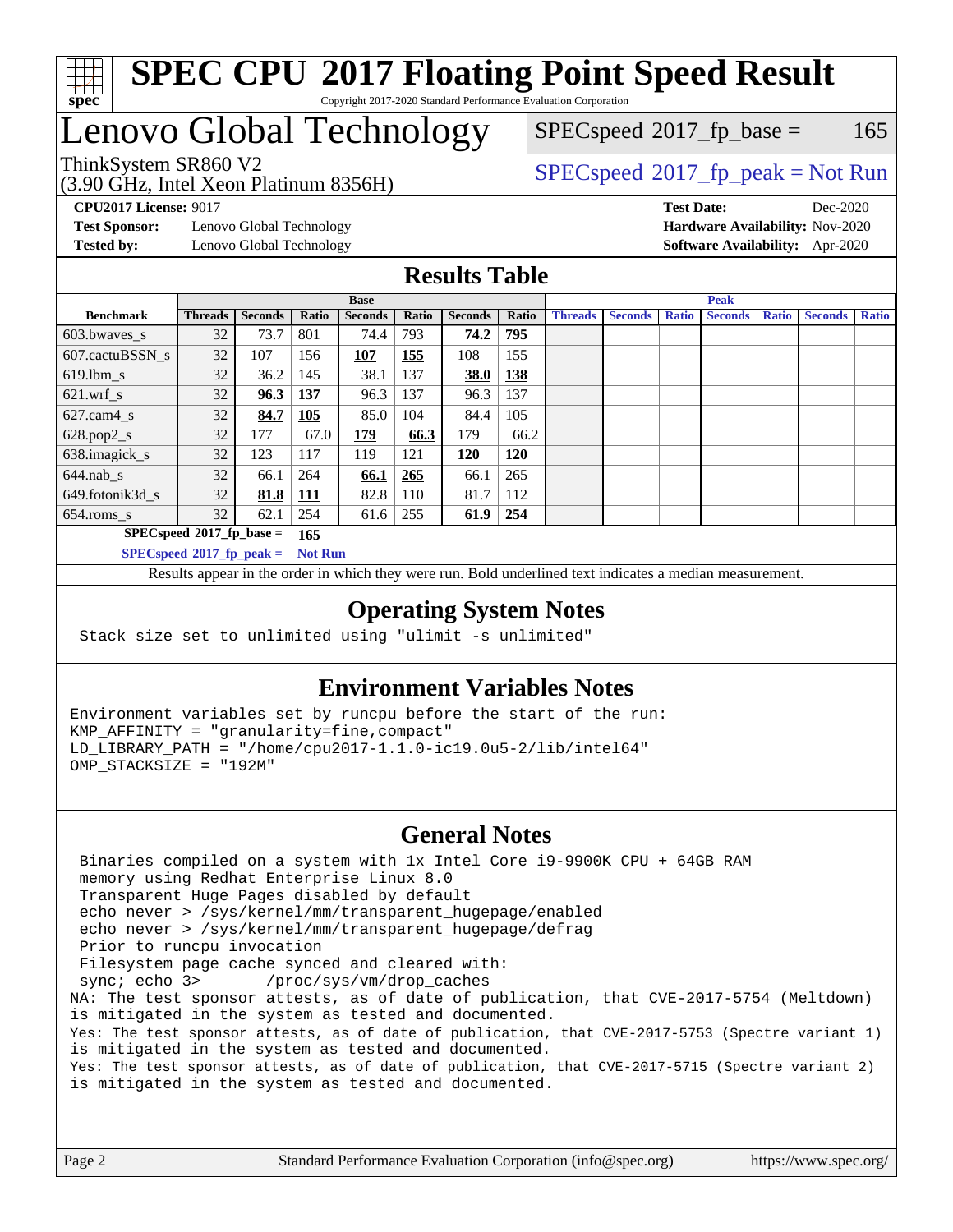# SPEC CPU 2017 Floating Point Speed Result

Copyright 2017-2020 Standard Performance Evaluation Corporation

# Lenovo Global Technology

ThinkSystem SR860 V2
(3.90 GHz, Intel Xeon Platinum 8356H)

SPECspeed 2017_fp_base = 165

SPECspeed 2017_fp_peak = Not Run

**CPU2017 License:** 9017
**Test Sponsor:** Lenovo Global Technology
**Tested by:** Lenovo Global Technology

**Test Date:** Dec-2020
**Hardware Availability:** Nov-2020
**Software Availability:** Apr-2020

## Results Table

| Benchmark | Base | | | | | | | Peak | | | | | | |
|---|---|---|---|---|---|---|---|---|---|---|---|---|---|---|
| | Threads | Seconds | Ratio | Seconds | Ratio | Seconds | Ratio | Threads | Seconds | Ratio | Seconds | Ratio | Seconds | Ratio |
| 603.bwaves_s | 32 | 73.7 | 801 | 74.4 | 793 | **74.2** | **795** | | | | | | | |
| 607.cactuBSSN_s | 32 | 107 | 156 | **107** | **155** | 108 | 155 | | | | | | | |
| 619.lbm_s | 32 | 36.2 | 145 | 38.1 | 137 | **38.0** | **138** | | | | | | | |
| 621.wrf_s | 32 | **96.3** | **137** | 96.3 | 137 | 96.3 | 137 | | | | | | | |
| 627.cam4_s | 32 | **84.7** | **105** | 85.0 | 104 | 84.4 | 105 | | | | | | | |
| 628.pop2_s | 32 | 177 | 67.0 | **179** | **66.3** | 179 | 66.2 | | | | | | | |
| 638.imagick_s | 32 | 123 | 117 | 119 | 121 | **120** | **120** | | | | | | | |
| 644.nab_s | 32 | 66.1 | 264 | **66.1** | **265** | 66.1 | 265 | | | | | | | |
| 649.fotonik3d_s | 32 | **81.8** | **111** | 82.8 | 110 | 81.7 | 112 | | | | | | | |
| 654.roms_s | 32 | 62.1 | 254 | 61.6 | 255 | **61.9** | **254** | | | | | | | |

**SPECspeed 2017_fp_base = 165**

**SPECspeed 2017_fp_peak = Not Run**

Results appear in the order in which they were run. Bold underlined text indicates a median measurement.

## Operating System Notes

```
Stack size set to unlimited using "ulimit -s unlimited"
```

## Environment Variables Notes

```
Environment variables set by runcpu before the start of the run:
KMP_AFFINITY = "granularity=fine,compact"
LD_LIBRARY_PATH = "/home/cpu2017-1.1.0-ic19.0u5-2/lib/intel64"
OMP_STACKSIZE = "192M"
```

## General Notes

```
 Binaries compiled on a system with 1x Intel Core i9-9900K CPU + 64GB RAM
 memory using Redhat Enterprise Linux 8.0
 Transparent Huge Pages disabled by default
 echo never > /sys/kernel/mm/transparent_hugepage/enabled
 echo never > /sys/kernel/mm/transparent_hugepage/defrag
 Prior to runcpu invocation
 Filesystem page cache synced and cleared with:
 sync; echo 3>       /proc/sys/vm/drop_caches
NA: The test sponsor attests, as of date of publication, that CVE-2017-5754 (Meltdown)
is mitigated in the system as tested and documented.
Yes: The test sponsor attests, as of date of publication, that CVE-2017-5753 (Spectre variant 1)
is mitigated in the system as tested and documented.
Yes: The test sponsor attests, as of date of publication, that CVE-2017-5715 (Spectre variant 2)
is mitigated in the system as tested and documented.
```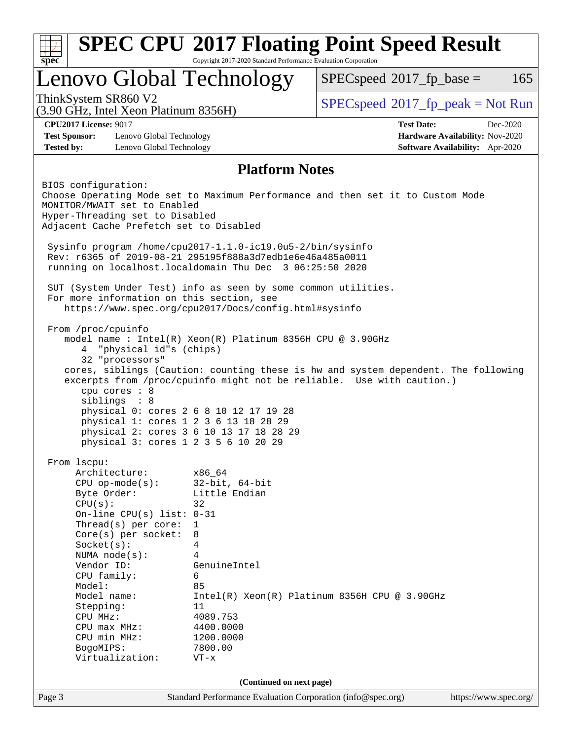# SPEC CPU 2017 Floating Point Speed Result

Copyright 2017-2020 Standard Performance Evaluation Corporation

## Lenovo Global Technology

ThinkSystem SR860 V2
(3.90 GHz, Intel Xeon Platinum 8356H)

SPECspeed 2017_fp_base = 165

SPECspeed 2017_fp_peak = Not Run

**CPU2017 License:** 9017
**Test Sponsor:** Lenovo Global Technology
**Tested by:** Lenovo Global Technology

**Test Date:** Dec-2020
**Hardware Availability:** Nov-2020
**Software Availability:** Apr-2020

### Platform Notes

```
BIOS configuration:
Choose Operating Mode set to Maximum Performance and then set it to Custom Mode
MONITOR/MWAIT set to Enabled
Hyper-Threading set to Disabled
Adjacent Cache Prefetch set to Disabled

 Sysinfo program /home/cpu2017-1.1.0-ic19.0u5-2/bin/sysinfo
 Rev: r6365 of 2019-08-21 295195f888a3d7edb1e6e46a485a0011
 running on localhost.localdomain Thu Dec  3 06:25:50 2020

 SUT (System Under Test) info as seen by some common utilities.
 For more information on this section, see
    https://www.spec.org/cpu2017/Docs/config.html#sysinfo

 From /proc/cpuinfo
    model name : Intel(R) Xeon(R) Platinum 8356H CPU @ 3.90GHz
       4  "physical id"s (chips)
       32 "processors"
    cores, siblings (Caution: counting these is hw and system dependent. The following
    excerpts from /proc/cpuinfo might not be reliable.  Use with caution.)
       cpu cores : 8
       siblings  : 8
       physical 0: cores 2 6 8 10 12 17 19 28
       physical 1: cores 1 2 3 6 13 18 28 29
       physical 2: cores 3 6 10 13 17 18 28 29
       physical 3: cores 1 2 3 5 6 10 20 29

 From lscpu:
      Architecture:        x86_64
      CPU op-mode(s):      32-bit, 64-bit
      Byte Order:          Little Endian
      CPU(s):              32
      On-line CPU(s) list: 0-31
      Thread(s) per core:  1
      Core(s) per socket:  8
      Socket(s):           4
      NUMA node(s):        4
      Vendor ID:           GenuineIntel
      CPU family:          6
      Model:               85
      Model name:          Intel(R) Xeon(R) Platinum 8356H CPU @ 3.90GHz
      Stepping:            11
      CPU MHz:             4089.753
      CPU max MHz:         4400.0000
      CPU min MHz:         1200.0000
      BogoMIPS:            7800.00
      Virtualization:      VT-x
```

**(Continued on next page)**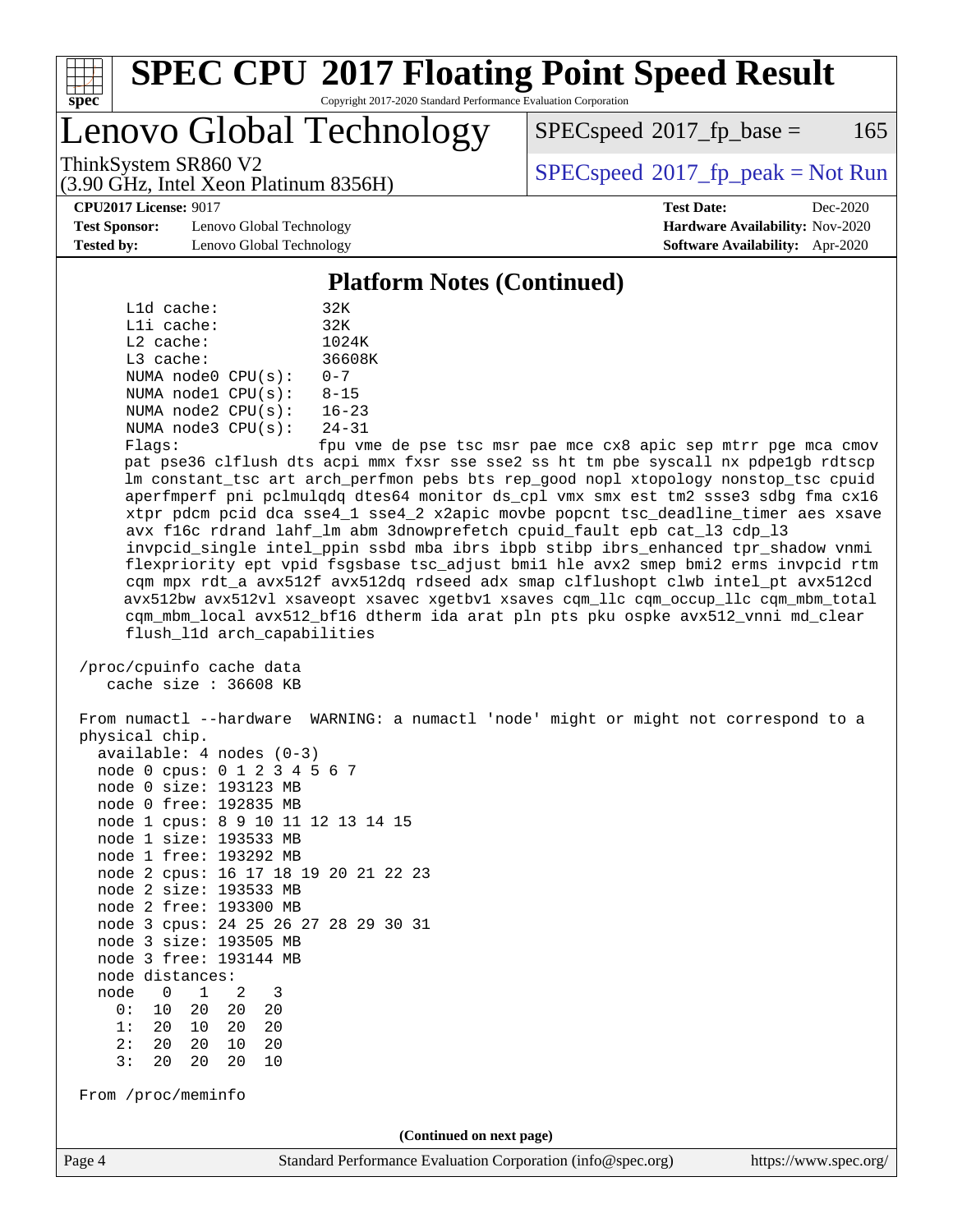## Platform Notes (Continued)

```
      L1d cache:              32K
      L1i cache:              32K
      L2 cache:               1024K
      L3 cache:               36608K
      NUMA node0 CPU(s):      0-7
      NUMA node1 CPU(s):      8-15
      NUMA node2 CPU(s):      16-23
      NUMA node3 CPU(s):      24-31
      Flags:                  fpu vme de pse tsc msr pae mce cx8 apic sep mtrr pge mca cmov
      pat pse36 clflush dts acpi mmx fxsr sse sse2 ss ht tm pbe syscall nx pdpe1gb rdtscp
      lm constant_tsc art arch_perfmon pebs bts rep_good nopl xtopology nonstop_tsc cpuid
      aperfmperf pni pclmulqdq dtes64 monitor ds_cpl vmx smx est tm2 ssse3 sdbg fma cx16
      xtpr pdcm pcid dca sse4_1 sse4_2 x2apic movbe popcnt tsc_deadline_timer aes xsave
      avx f16c rdrand lahf_lm abm 3dnowprefetch cpuid_fault epb cat_l3 cdp_l3
      invpcid_single intel_ppin ssbd mba ibrs ibpb stibp ibrs_enhanced tpr_shadow vnmi
      flexpriority ept vpid fsgsbase tsc_adjust bmi1 hle avx2 smep bmi2 erms invpcid rtm
      cqm mpx rdt_a avx512f avx512dq rdseed adx smap clflushopt clwb intel_pt avx512cd
      avx512bw avx512vl xsaveopt xsavec xgetbv1 xsaves cqm_llc cqm_occup_llc cqm_mbm_total
      cqm_mbm_local avx512_bf16 dtherm ida arat pln pts pku ospke avx512_vnni md_clear
      flush_l1d arch_capabilities

 /proc/cpuinfo cache data
    cache size : 36608 KB

 From numactl --hardware  WARNING: a numactl 'node' might or might not correspond to a
 physical chip.
   available: 4 nodes (0-3)
   node 0 cpus: 0 1 2 3 4 5 6 7
   node 0 size: 193123 MB
   node 0 free: 192835 MB
   node 1 cpus: 8 9 10 11 12 13 14 15
   node 1 size: 193533 MB
   node 1 free: 193292 MB
   node 2 cpus: 16 17 18 19 20 21 22 23
   node 2 size: 193533 MB
   node 2 free: 193300 MB
   node 3 cpus: 24 25 26 27 28 29 30 31
   node 3 size: 193505 MB
   node 3 free: 193144 MB
   node distances:
   node   0   1   2   3
     0:  10  20  20  20
     1:  20  10  20  20
     2:  20  20  10  20
     3:  20  20  20  10

 From /proc/meminfo
```

(Continued on next page)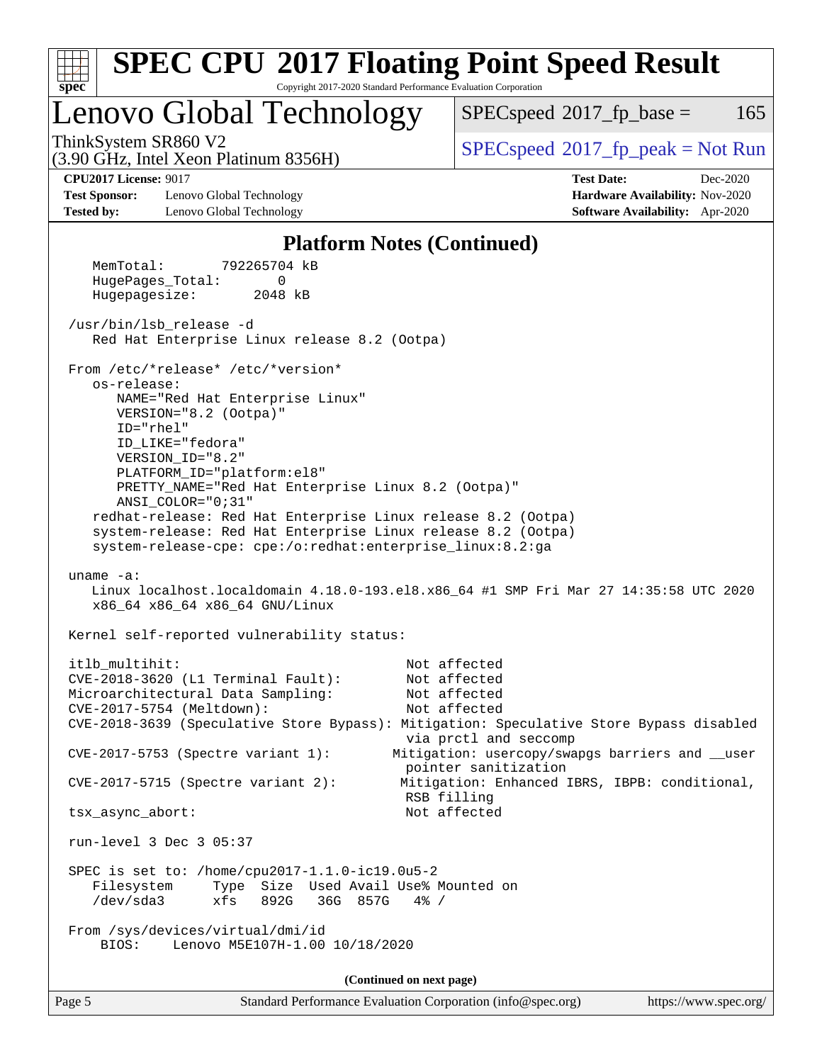# SPEC CPU 2017 Floating Point Speed Result

Copyright 2017-2020 Standard Performance Evaluation Corporation

## Lenovo Global Technology

ThinkSystem SR860 V2
(3.90 GHz, Intel Xeon Platinum 8356H)

SPECspeed 2017_fp_base = 165

SPECspeed 2017_fp_peak = Not Run

**CPU2017 License:** 9017
**Test Sponsor:** Lenovo Global Technology
**Tested by:** Lenovo Global Technology

**Test Date:** Dec-2020
**Hardware Availability:** Nov-2020
**Software Availability:** Apr-2020

### Platform Notes (Continued)

```
    MemTotal:       792265704 kB
    HugePages_Total:       0
    Hugepagesize:       2048 kB

 /usr/bin/lsb_release -d
    Red Hat Enterprise Linux release 8.2 (Ootpa)

 From /etc/*release* /etc/*version*
    os-release:
       NAME="Red Hat Enterprise Linux"
       VERSION="8.2 (Ootpa)"
       ID="rhel"
       ID_LIKE="fedora"
       VERSION_ID="8.2"
       PLATFORM_ID="platform:el8"
       PRETTY_NAME="Red Hat Enterprise Linux 8.2 (Ootpa)"
       ANSI_COLOR="0;31"
    redhat-release: Red Hat Enterprise Linux release 8.2 (Ootpa)
    system-release: Red Hat Enterprise Linux release 8.2 (Ootpa)
    system-release-cpe: cpe:/o:redhat:enterprise_linux:8.2:ga

 uname -a:
    Linux localhost.localdomain 4.18.0-193.el8.x86_64 #1 SMP Fri Mar 27 14:35:58 UTC 2020
    x86_64 x86_64 x86_64 GNU/Linux

 Kernel self-reported vulnerability status:

 itlb_multihit:                                Not affected
 CVE-2018-3620 (L1 Terminal Fault):            Not affected
 Microarchitectural Data Sampling:             Not affected
 CVE-2017-5754 (Meltdown):                     Not affected
 CVE-2018-3639 (Speculative Store Bypass): Mitigation: Speculative Store Bypass disabled
                                               via prctl and seccomp
 CVE-2017-5753 (Spectre variant 1):           Mitigation: usercopy/swapgs barriers and __user
                                               pointer sanitization
 CVE-2017-5715 (Spectre variant 2):            Mitigation: Enhanced IBRS, IBPB: conditional,
                                               RSB filling
 tsx_async_abort:                              Not affected

 run-level 3 Dec 3 05:37

 SPEC is set to: /home/cpu2017-1.1.0-ic19.0u5-2
    Filesystem     Type  Size  Used Avail Use% Mounted on
    /dev/sda3      xfs   892G   36G  857G   4% /

 From /sys/devices/virtual/dmi/id
     BIOS:    Lenovo M5E107H-1.00 10/18/2020
```

(Continued on next page)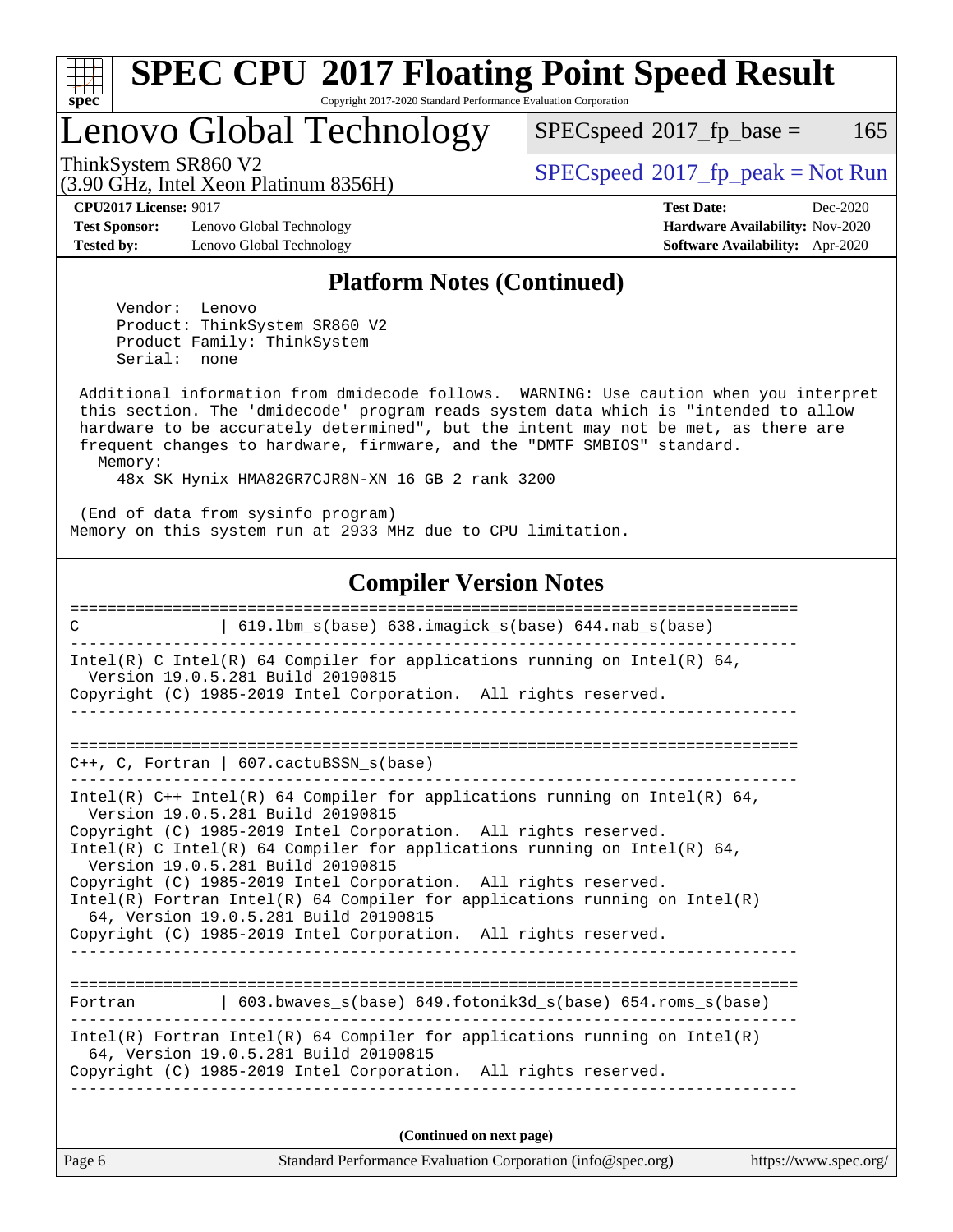## Platform Notes (Continued)

```
    Vendor:  Lenovo
    Product: ThinkSystem SR860 V2
    Product Family: ThinkSystem
    Serial:  none

 Additional information from dmidecode follows.  WARNING: Use caution when you interpret
 this section. The 'dmidecode' program reads system data which is "intended to allow
 hardware to be accurately determined", but the intent may not be met, as there are
 frequent changes to hardware, firmware, and the "DMTF SMBIOS" standard.
   Memory:
     48x SK Hynix HMA82GR7CJR8N-XN 16 GB 2 rank 3200

 (End of data from sysinfo program)
Memory on this system run at 2933 MHz due to CPU limitation.
```

## Compiler Version Notes

```
==============================================================================
C               | 619.lbm_s(base) 638.imagick_s(base) 644.nab_s(base)
------------------------------------------------------------------------------
Intel(R) C Intel(R) 64 Compiler for applications running on Intel(R) 64,
  Version 19.0.5.281 Build 20190815
Copyright (C) 1985-2019 Intel Corporation.  All rights reserved.
------------------------------------------------------------------------------

==============================================================================
C++, C, Fortran | 607.cactuBSSN_s(base)
------------------------------------------------------------------------------
Intel(R) C++ Intel(R) 64 Compiler for applications running on Intel(R) 64,
  Version 19.0.5.281 Build 20190815
Copyright (C) 1985-2019 Intel Corporation.  All rights reserved.
Intel(R) C Intel(R) 64 Compiler for applications running on Intel(R) 64,
  Version 19.0.5.281 Build 20190815
Copyright (C) 1985-2019 Intel Corporation.  All rights reserved.
Intel(R) Fortran Intel(R) 64 Compiler for applications running on Intel(R)
  64, Version 19.0.5.281 Build 20190815
Copyright (C) 1985-2019 Intel Corporation.  All rights reserved.
------------------------------------------------------------------------------

==============================================================================
Fortran         | 603.bwaves_s(base) 649.fotonik3d_s(base) 654.roms_s(base)
------------------------------------------------------------------------------
Intel(R) Fortran Intel(R) 64 Compiler for applications running on Intel(R)
  64, Version 19.0.5.281 Build 20190815
Copyright (C) 1985-2019 Intel Corporation.  All rights reserved.
------------------------------------------------------------------------------
```

**(Continued on next page)**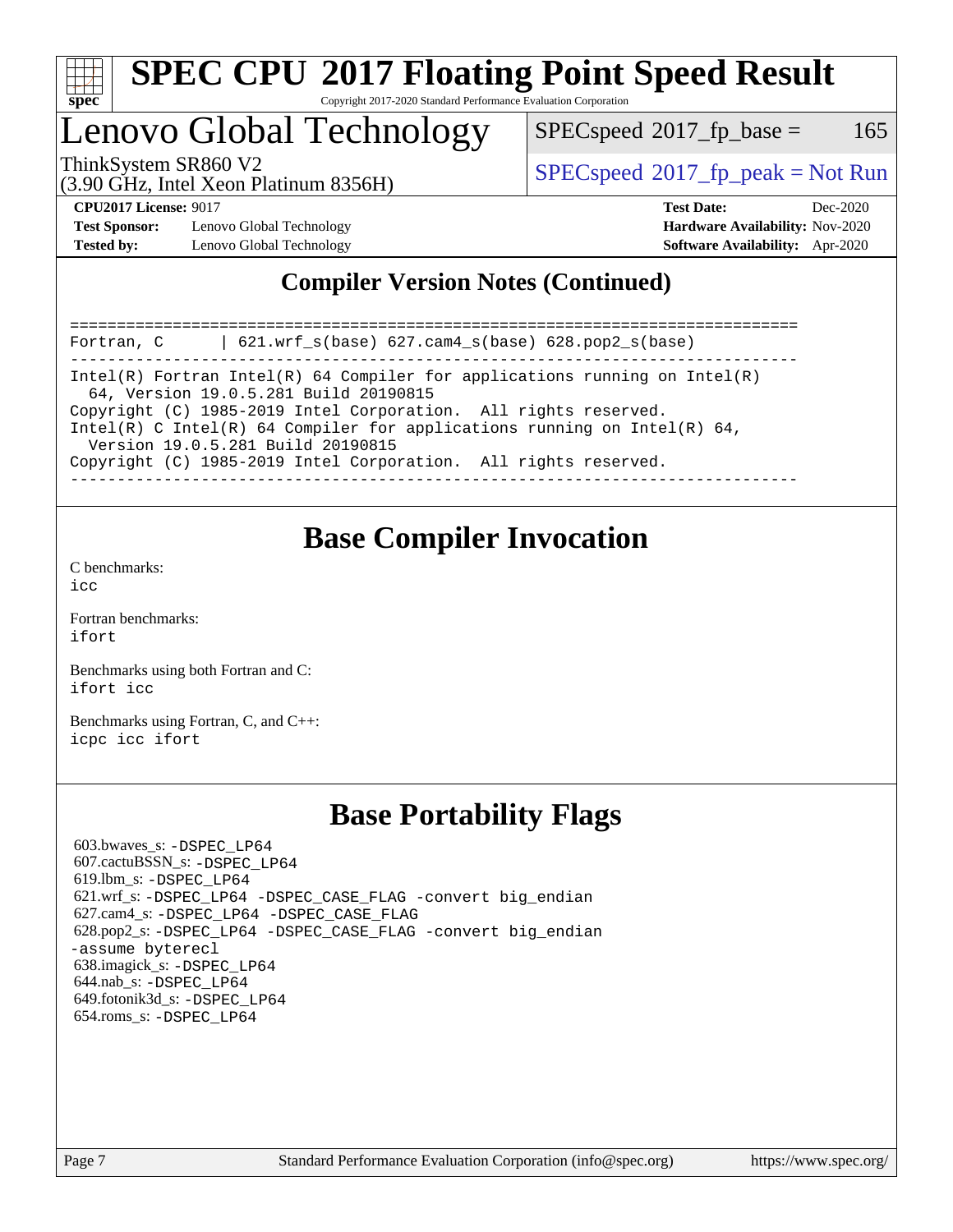## Compiler Version Notes (Continued)

```
==============================================================================
Fortran, C      | 621.wrf_s(base) 627.cam4_s(base) 628.pop2_s(base)
------------------------------------------------------------------------------
Intel(R) Fortran Intel(R) 64 Compiler for applications running on Intel(R)
  64, Version 19.0.5.281 Build 20190815
Copyright (C) 1985-2019 Intel Corporation.  All rights reserved.
Intel(R) C Intel(R) 64 Compiler for applications running on Intel(R) 64,
  Version 19.0.5.281 Build 20190815
Copyright (C) 1985-2019 Intel Corporation.  All rights reserved.
------------------------------------------------------------------------------
```

## Base Compiler Invocation

C benchmarks:
icc

Fortran benchmarks:
ifort

Benchmarks using both Fortran and C:
ifort icc

Benchmarks using Fortran, C, and C++:
icpc icc ifort

## Base Portability Flags

603.bwaves_s: -DSPEC_LP64
607.cactuBSSN_s: -DSPEC_LP64
619.lbm_s: -DSPEC_LP64
621.wrf_s: -DSPEC_LP64 -DSPEC_CASE_FLAG -convert big_endian
627.cam4_s: -DSPEC_LP64 -DSPEC_CASE_FLAG
628.pop2_s: -DSPEC_LP64 -DSPEC_CASE_FLAG -convert big_endian -assume byterecl
638.imagick_s: -DSPEC_LP64
644.nab_s: -DSPEC_LP64
649.fotonik3d_s: -DSPEC_LP64
654.roms_s: -DSPEC_LP64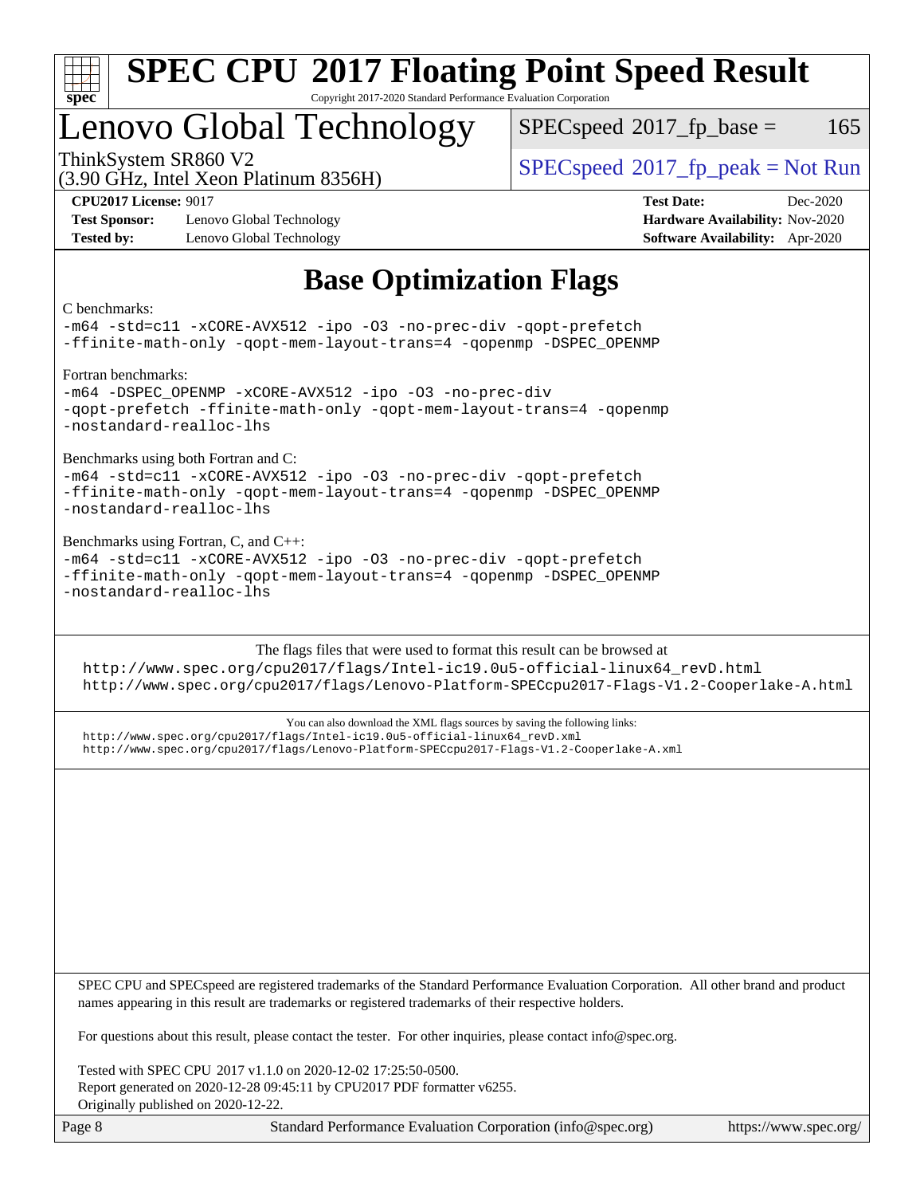# SPEC CPU 2017 Floating Point Speed Result

Copyright 2017-2020 Standard Performance Evaluation Corporation

## Lenovo Global Technology

ThinkSystem SR860 V2
(3.90 GHz, Intel Xeon Platinum 8356H)

SPECspeed 2017_fp_base = 165

SPECspeed 2017_fp_peak = Not Run

**CPU2017 License:** 9017
**Test Sponsor:** Lenovo Global Technology
**Tested by:** Lenovo Global Technology

**Test Date:** Dec-2020
**Hardware Availability:** Nov-2020
**Software Availability:** Apr-2020

## Base Optimization Flags

C benchmarks:

```
-m64 -std=c11 -xCORE-AVX512 -ipo -O3 -no-prec-div -qopt-prefetch
-ffinite-math-only -qopt-mem-layout-trans=4 -qopenmp -DSPEC_OPENMP
```

Fortran benchmarks:

```
-m64 -DSPEC_OPENMP -xCORE-AVX512 -ipo -O3 -no-prec-div
-qopt-prefetch -ffinite-math-only -qopt-mem-layout-trans=4 -qopenmp
-nostandard-realloc-lhs
```

Benchmarks using both Fortran and C:

```
-m64 -std=c11 -xCORE-AVX512 -ipo -O3 -no-prec-div -qopt-prefetch
-ffinite-math-only -qopt-mem-layout-trans=4 -qopenmp -DSPEC_OPENMP
-nostandard-realloc-lhs
```

Benchmarks using Fortran, C, and C++:

```
-m64 -std=c11 -xCORE-AVX512 -ipo -O3 -no-prec-div -qopt-prefetch
-ffinite-math-only -qopt-mem-layout-trans=4 -qopenmp -DSPEC_OPENMP
-nostandard-realloc-lhs
```

The flags files that were used to format this result can be browsed at
http://www.spec.org/cpu2017/flags/Intel-ic19.0u5-official-linux64_revD.html
http://www.spec.org/cpu2017/flags/Lenovo-Platform-SPECcpu2017-Flags-V1.2-Cooperlake-A.html

You can also download the XML flags sources by saving the following links:
http://www.spec.org/cpu2017/flags/Intel-ic19.0u5-official-linux64_revD.xml
http://www.spec.org/cpu2017/flags/Lenovo-Platform-SPECcpu2017-Flags-V1.2-Cooperlake-A.xml

SPEC CPU and SPECspeed are registered trademarks of the Standard Performance Evaluation Corporation. All other brand and product names appearing in this result are trademarks or registered trademarks of their respective holders.

For questions about this result, please contact the tester. For other inquiries, please contact info@spec.org.

Tested with SPEC CPU 2017 v1.1.0 on 2020-12-02 17:25:50-0500.
Report generated on 2020-12-28 09:45:11 by CPU2017 PDF formatter v6255.
Originally published on 2020-12-22.